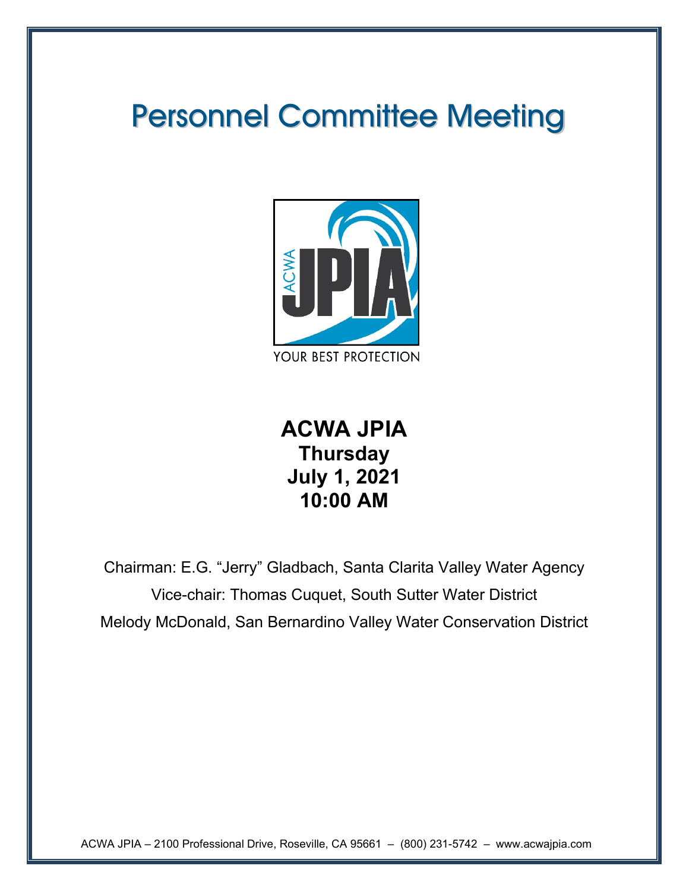# Personnel Committee Meeting

YOUR BEST PROTECTION

**ACWA JPIA**
**Thursday**
**July 1, 2021**
**10:00 AM**

Chairman: E.G. "Jerry" Gladbach, Santa Clarita Valley Water Agency

Vice-chair: Thomas Cuquet, South Sutter Water District

Melody McDonald, San Bernardino Valley Water Conservation District

ACWA JPIA – 2100 Professional Drive, Roseville, CA 95661 – (800) 231-5742 – www.acwajpia.com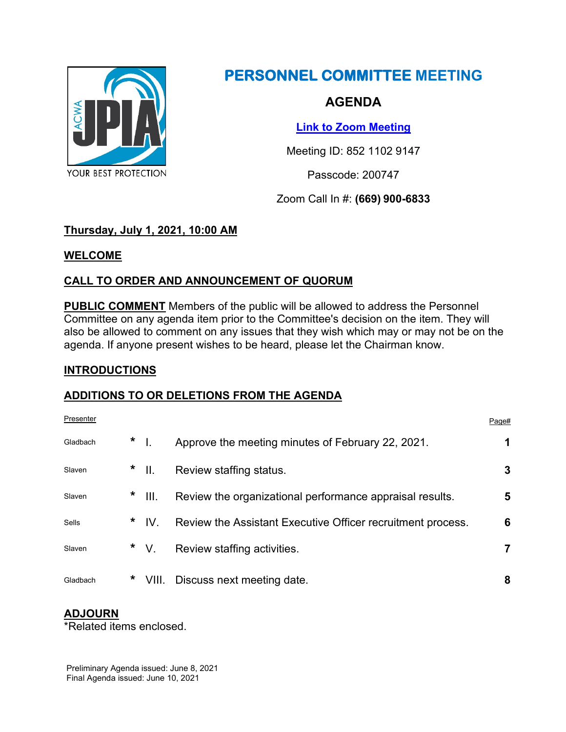# PERSONNEL COMMITTEE MEETING

## AGENDA

[Link to Zoom Meeting]

Meeting ID: 852 1102 9147

Passcode: 200747

Zoom Call In #: **(669) 900-6833**

**Thursday, July 1, 2021, 10:00 AM**

**WELCOME**

**CALL TO ORDER AND ANNOUNCEMENT OF QUORUM**

**PUBLIC COMMENT** Members of the public will be allowed to address the Personnel Committee on any agenda item prior to the Committee's decision on the item. They will also be allowed to comment on any issues that they wish which may or may not be on the agenda. If anyone present wishes to be heard, please let the Chairman know.

**INTRODUCTIONS**

**ADDITIONS TO OR DELETIONS FROM THE AGENDA**

| Presenter | | | | Page# |
|---|---|---|---|---|
| Gladbach | * | I. | Approve the meeting minutes of February 22, 2021. | **1** |
| Slaven | * | II. | Review staffing status. | **3** |
| Slaven | * | III. | Review the organizational performance appraisal results. | **5** |
| Sells | * | IV. | Review the Assistant Executive Officer recruitment process. | **6** |
| Slaven | * | V. | Review staffing activities. | **7** |
| Gladbach | * | VIII. | Discuss next meeting date. | **8** |

**ADJOURN**

*Related items enclosed.

Preliminary Agenda issued: June 8, 2021
Final Agenda issued: June 10, 2021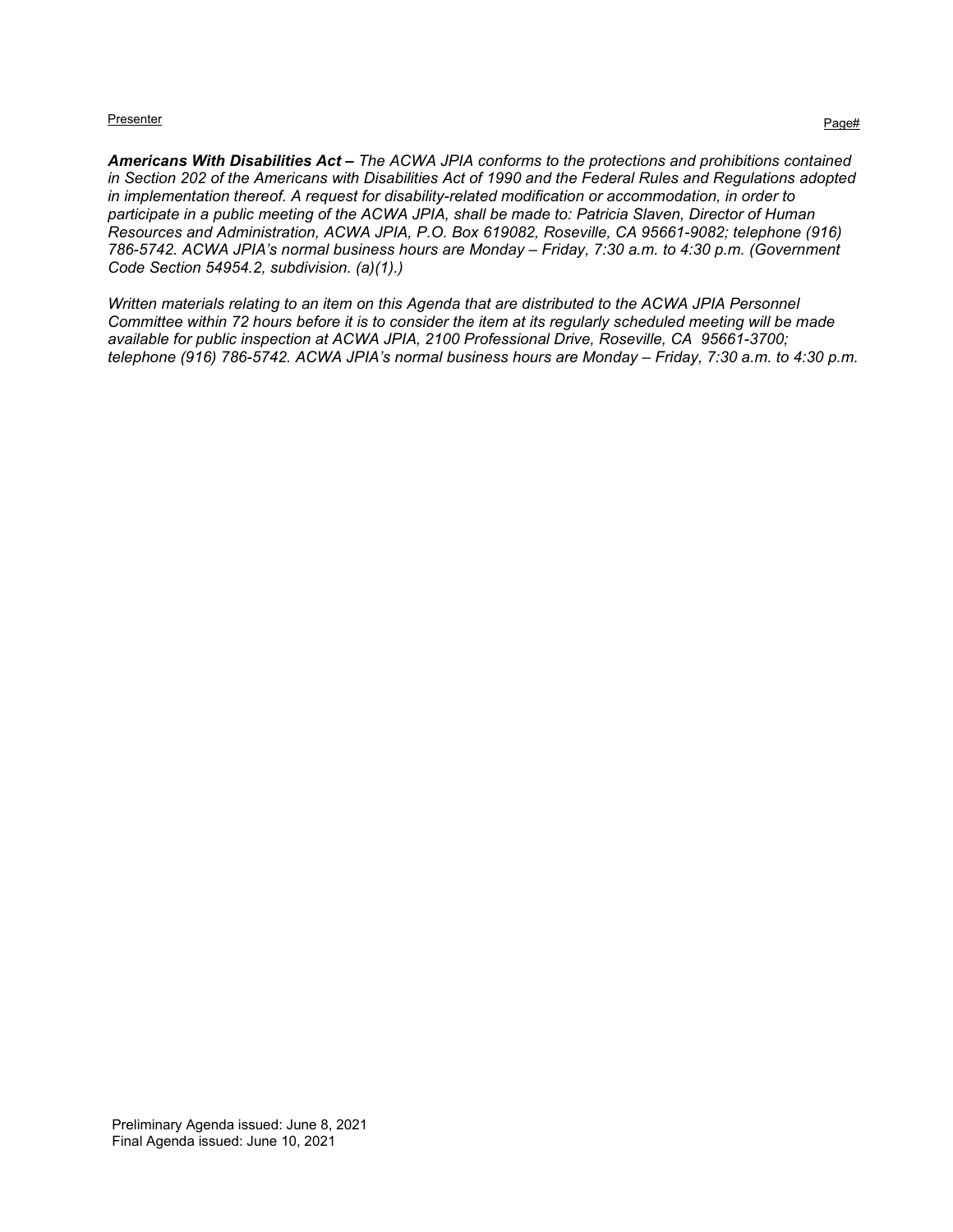***Americans With Disabilities Act –** The ACWA JPIA conforms to the protections and prohibitions contained in Section 202 of the Americans with Disabilities Act of 1990 and the Federal Rules and Regulations adopted in implementation thereof. A request for disability-related modification or accommodation, in order to participate in a public meeting of the ACWA JPIA, shall be made to: Patricia Slaven, Director of Human Resources and Administration, ACWA JPIA, P.O. Box 619082, Roseville, CA 95661-9082; telephone (916) 786-5742. ACWA JPIA's normal business hours are Monday – Friday, 7:30 a.m. to 4:30 p.m. (Government Code Section 54954.2, subdivision. (a)(1).)*

*Written materials relating to an item on this Agenda that are distributed to the ACWA JPIA Personnel Committee within 72 hours before it is to consider the item at its regularly scheduled meeting will be made available for public inspection at ACWA JPIA, 2100 Professional Drive, Roseville, CA 95661-3700; telephone (916) 786-5742. ACWA JPIA's normal business hours are Monday – Friday, 7:30 a.m. to 4:30 p.m.*

Preliminary Agenda issued: June 8, 2021
Final Agenda issued: June 10, 2021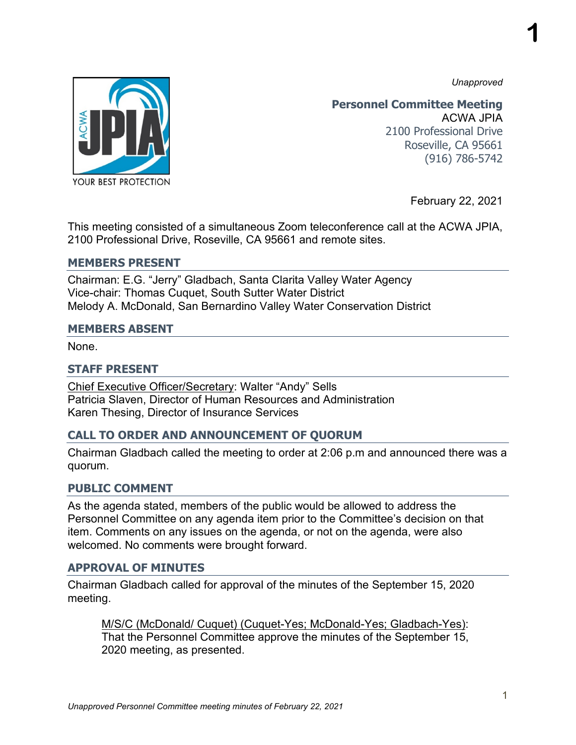*Unapproved*

**Personnel Committee Meeting**
ACWA JPIA
2100 Professional Drive
Roseville, CA 95661
(916) 786-5742

February 22, 2021

This meeting consisted of a simultaneous Zoom teleconference call at the ACWA JPIA, 2100 Professional Drive, Roseville, CA 95661 and remote sites.

## MEMBERS PRESENT

Chairman: E.G. "Jerry" Gladbach, Santa Clarita Valley Water Agency
Vice-chair: Thomas Cuquet, South Sutter Water District
Melody A. McDonald, San Bernardino Valley Water Conservation District

## MEMBERS ABSENT

None.

## STAFF PRESENT

Chief Executive Officer/Secretary: Walter "Andy" Sells
Patricia Slaven, Director of Human Resources and Administration
Karen Thesing, Director of Insurance Services

## CALL TO ORDER AND ANNOUNCEMENT OF QUORUM

Chairman Gladbach called the meeting to order at 2:06 p.m and announced there was a quorum.

## PUBLIC COMMENT

As the agenda stated, members of the public would be allowed to address the Personnel Committee on any agenda item prior to the Committee's decision on that item. Comments on any issues on the agenda, or not on the agenda, were also welcomed. No comments were brought forward.

## APPROVAL OF MINUTES

Chairman Gladbach called for approval of the minutes of the September 15, 2020 meeting.

> M/S/C (McDonald/ Cuquet) (Cuquet-Yes; McDonald-Yes; Gladbach-Yes): That the Personnel Committee approve the minutes of the September 15, 2020 meeting, as presented.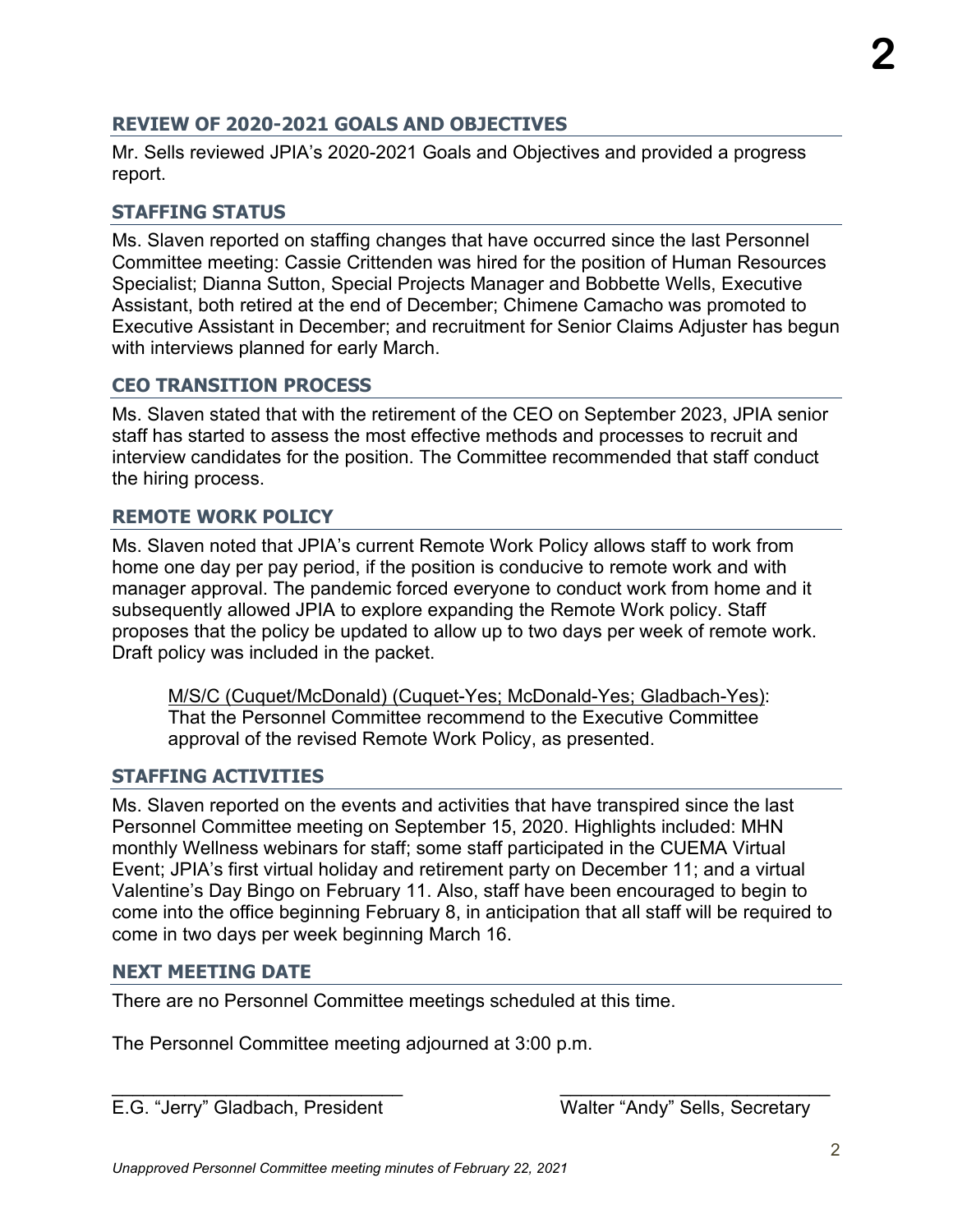## REVIEW OF 2020-2021 GOALS AND OBJECTIVES

Mr. Sells reviewed JPIA's 2020-2021 Goals and Objectives and provided a progress report.

## STAFFING STATUS

Ms. Slaven reported on staffing changes that have occurred since the last Personnel Committee meeting: Cassie Crittenden was hired for the position of Human Resources Specialist; Dianna Sutton, Special Projects Manager and Bobbette Wells, Executive Assistant, both retired at the end of December; Chimene Camacho was promoted to Executive Assistant in December; and recruitment for Senior Claims Adjuster has begun with interviews planned for early March.

## CEO TRANSITION PROCESS

Ms. Slaven stated that with the retirement of the CEO on September 2023, JPIA senior staff has started to assess the most effective methods and processes to recruit and interview candidates for the position. The Committee recommended that staff conduct the hiring process.

## REMOTE WORK POLICY

Ms. Slaven noted that JPIA's current Remote Work Policy allows staff to work from home one day per pay period, if the position is conducive to remote work and with manager approval. The pandemic forced everyone to conduct work from home and it subsequently allowed JPIA to explore expanding the Remote Work policy. Staff proposes that the policy be updated to allow up to two days per week of remote work. Draft policy was included in the packet.

> M/S/C (Cuquet/McDonald) (Cuquet-Yes; McDonald-Yes; Gladbach-Yes): That the Personnel Committee recommend to the Executive Committee approval of the revised Remote Work Policy, as presented.

## STAFFING ACTIVITIES

Ms. Slaven reported on the events and activities that have transpired since the last Personnel Committee meeting on September 15, 2020. Highlights included: MHN monthly Wellness webinars for staff; some staff participated in the CUEMA Virtual Event; JPIA's first virtual holiday and retirement party on December 11; and a virtual Valentine's Day Bingo on February 11. Also, staff have been encouraged to begin to come into the office beginning February 8, in anticipation that all staff will be required to come in two days per week beginning March 16.

## NEXT MEETING DATE

There are no Personnel Committee meetings scheduled at this time.

The Personnel Committee meeting adjourned at 3:00 p.m.

\_\_\_\_\_\_\_\_\_\_\_\_\_\_\_\_\_\_\_\_\_\_\_\_\_\_\_\_
E.G. "Jerry" Gladbach, President

\_\_\_\_\_\_\_\_\_\_\_\_\_\_\_\_\_\_\_\_\_\_\_\_\_\_\_\_
Walter "Andy" Sells, Secretary

*Unapproved Personnel Committee meeting minutes of February 22, 2021*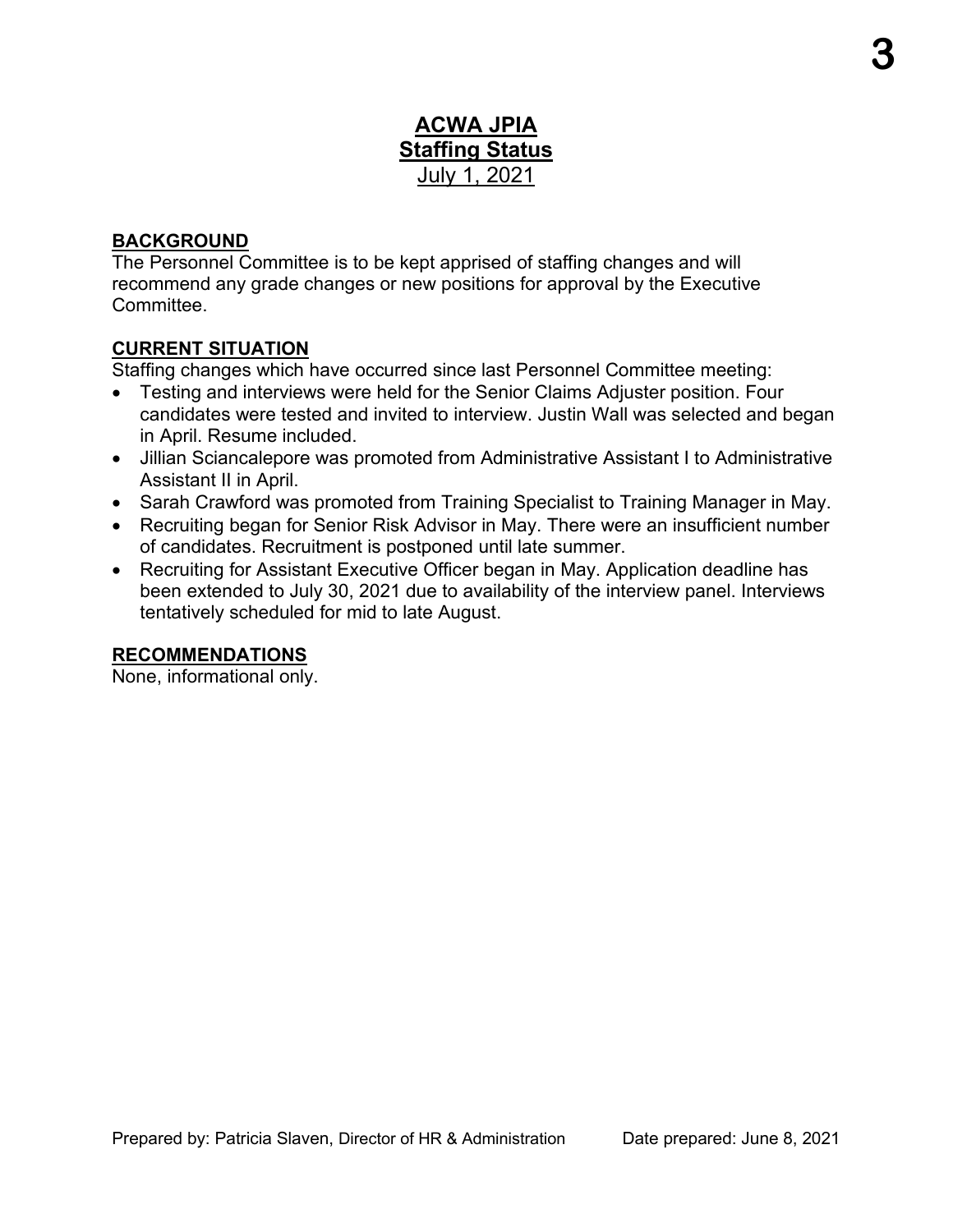# ACWA JPIA
## Staffing Status
July 1, 2021

### BACKGROUND

The Personnel Committee is to be kept apprised of staffing changes and will recommend any grade changes or new positions for approval by the Executive Committee.

### CURRENT SITUATION

Staffing changes which have occurred since last Personnel Committee meeting:

- Testing and interviews were held for the Senior Claims Adjuster position. Four candidates were tested and invited to interview. Justin Wall was selected and began in April. Resume included.
- Jillian Sciancalepore was promoted from Administrative Assistant I to Administrative Assistant II in April.
- Sarah Crawford was promoted from Training Specialist to Training Manager in May.
- Recruiting began for Senior Risk Advisor in May. There were an insufficient number of candidates. Recruitment is postponed until late summer.
- Recruiting for Assistant Executive Officer began in May. Application deadline has been extended to July 30, 2021 due to availability of the interview panel. Interviews tentatively scheduled for mid to late August.

### RECOMMENDATIONS

None, informational only.

Prepared by: Patricia Slaven, Director of HR & Administration     Date prepared: June 8, 2021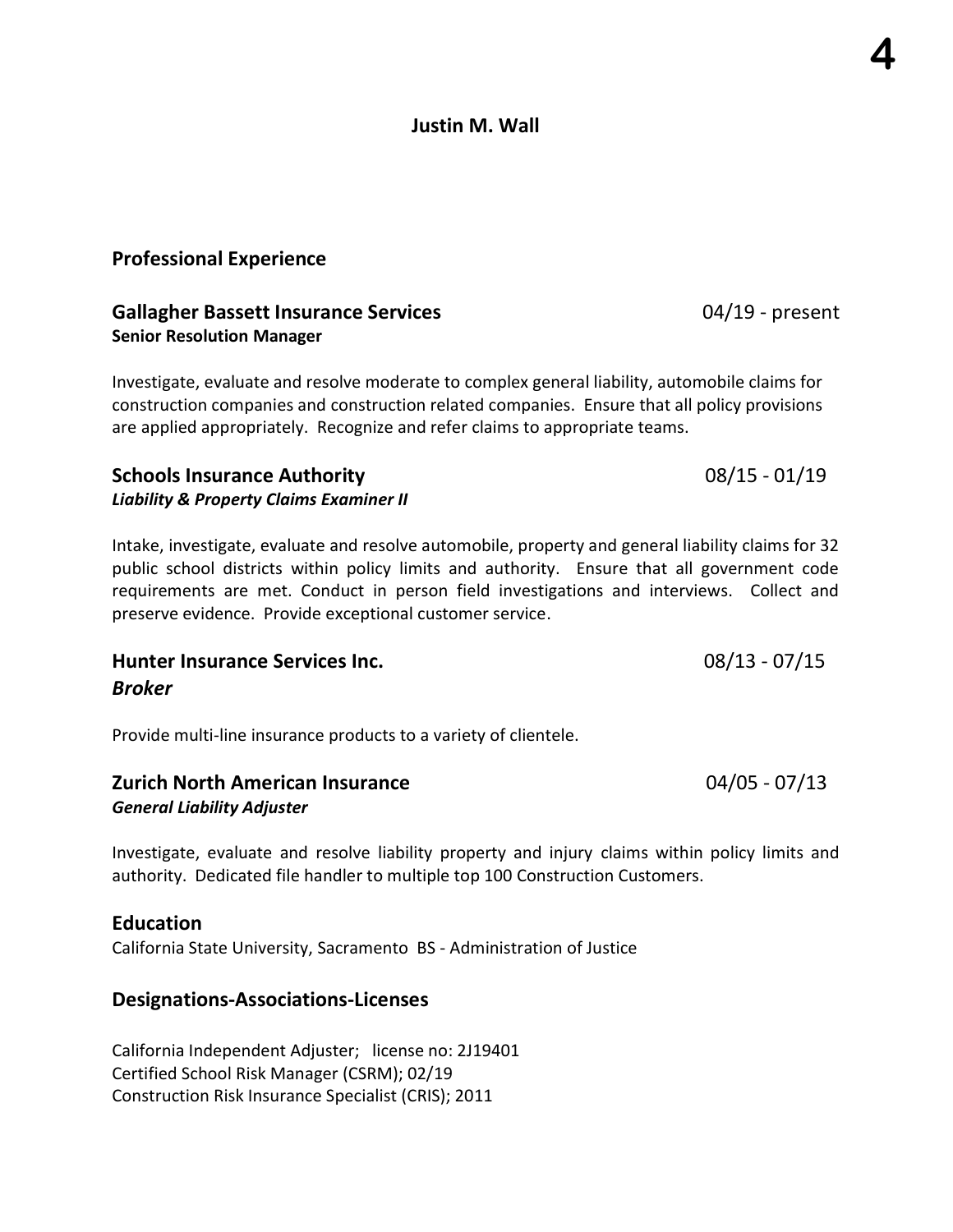# Justin M. Wall

## Professional Experience

### Gallagher Bassett Insurance Services — 04/19 - present
**Senior Resolution Manager**

Investigate, evaluate and resolve moderate to complex general liability, automobile claims for construction companies and construction related companies. Ensure that all policy provisions are applied appropriately. Recognize and refer claims to appropriate teams.

### Schools Insurance Authority — 08/15 - 01/19
***Liability & Property Claims Examiner II***

Intake, investigate, evaluate and resolve automobile, property and general liability claims for 32 public school districts within policy limits and authority. Ensure that all government code requirements are met. Conduct in person field investigations and interviews. Collect and preserve evidence. Provide exceptional customer service.

### Hunter Insurance Services Inc. — 08/13 - 07/15
***Broker***

Provide multi-line insurance products to a variety of clientele.

### Zurich North American Insurance — 04/05 - 07/13
***General Liability Adjuster***

Investigate, evaluate and resolve liability property and injury claims within policy limits and authority. Dedicated file handler to multiple top 100 Construction Customers.

## Education

California State University, Sacramento BS - Administration of Justice

## Designations-Associations-Licenses

California Independent Adjuster; license no: 2J19401
Certified School Risk Manager (CSRM); 02/19
Construction Risk Insurance Specialist (CRIS); 2011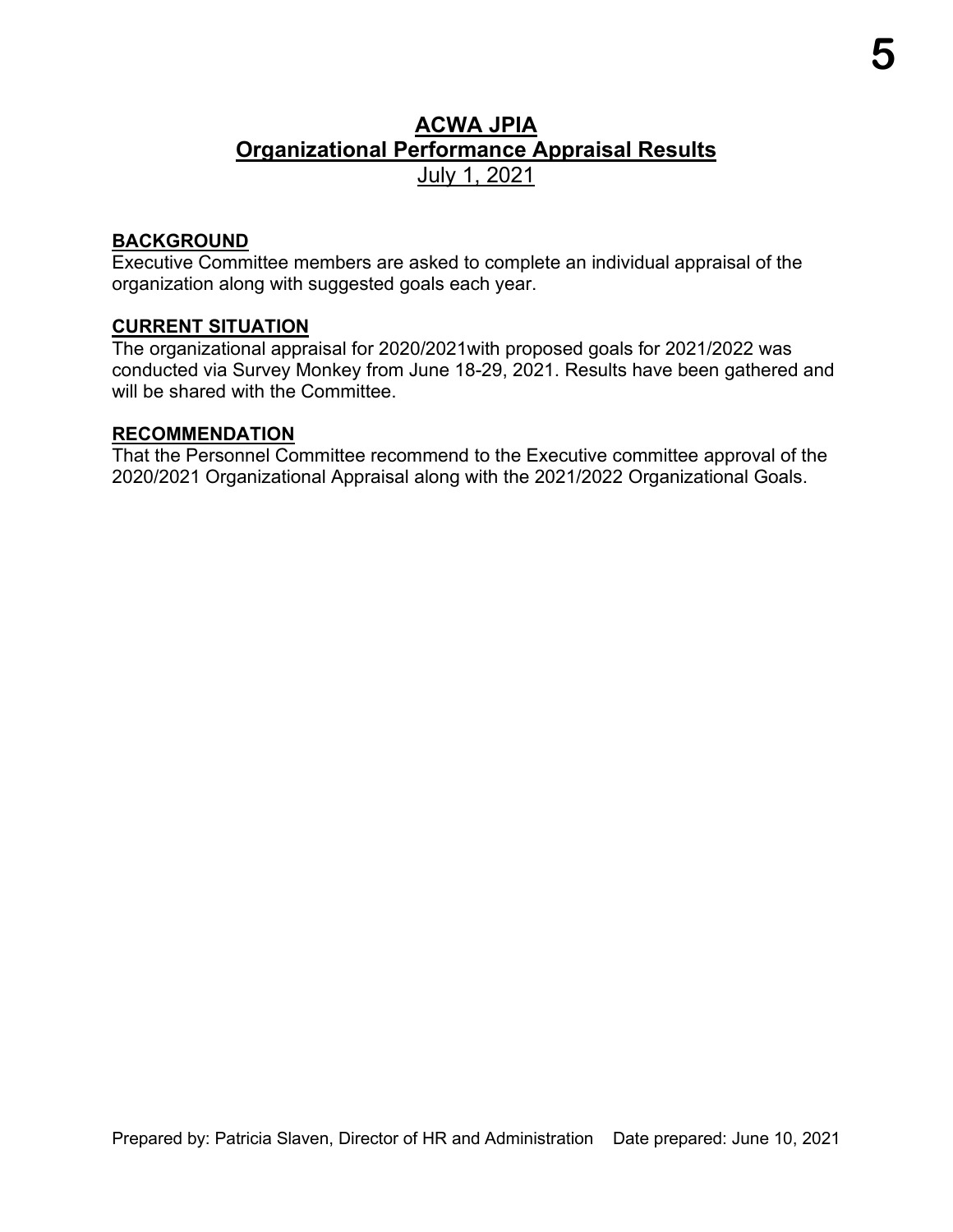# ACWA JPIA
## Organizational Performance Appraisal Results
July 1, 2021

**BACKGROUND**
Executive Committee members are asked to complete an individual appraisal of the organization along with suggested goals each year.

**CURRENT SITUATION**
The organizational appraisal for 2020/2021with proposed goals for 2021/2022 was conducted via Survey Monkey from June 18-29, 2021. Results have been gathered and will be shared with the Committee.

**RECOMMENDATION**
That the Personnel Committee recommend to the Executive committee approval of the 2020/2021 Organizational Appraisal along with the 2021/2022 Organizational Goals.

Prepared by: Patricia Slaven, Director of HR and Administration Date prepared: June 10, 2021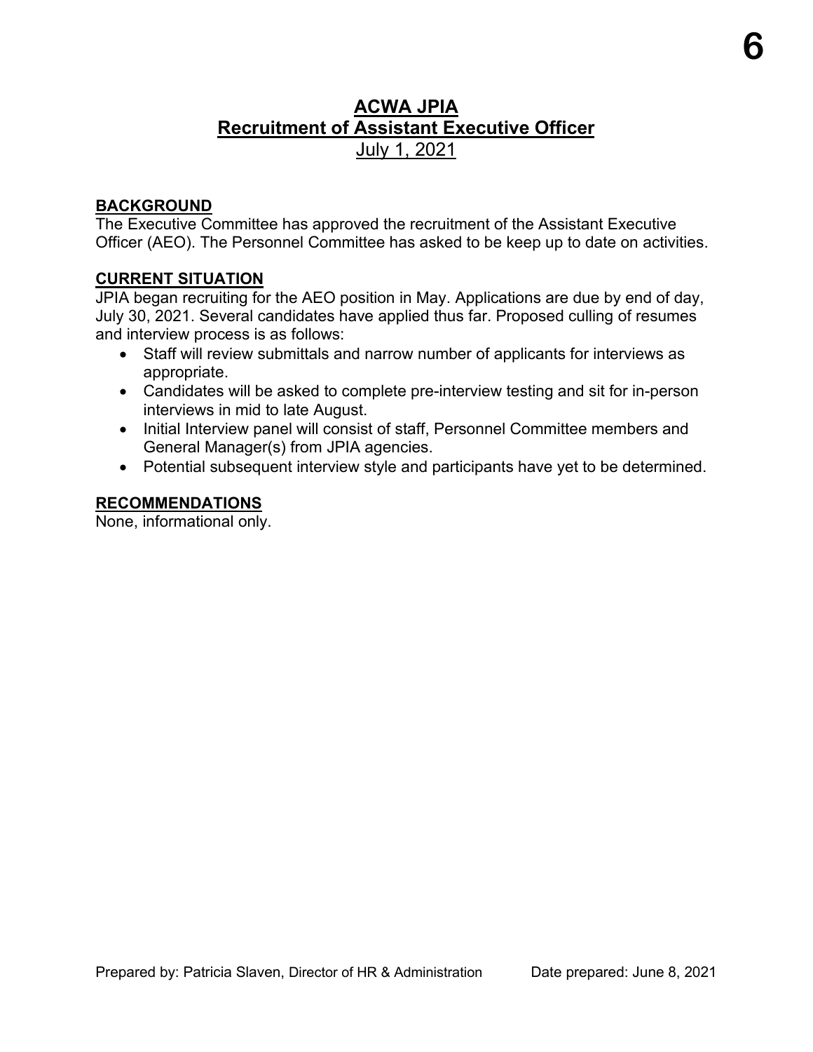# ACWA JPIA
## Recruitment of Assistant Executive Officer
July 1, 2021

### BACKGROUND

The Executive Committee has approved the recruitment of the Assistant Executive Officer (AEO). The Personnel Committee has asked to be keep up to date on activities.

### CURRENT SITUATION

JPIA began recruiting for the AEO position in May. Applications are due by end of day, July 30, 2021. Several candidates have applied thus far. Proposed culling of resumes and interview process is as follows:

- Staff will review submittals and narrow number of applicants for interviews as appropriate.
- Candidates will be asked to complete pre-interview testing and sit for in-person interviews in mid to late August.
- Initial Interview panel will consist of staff, Personnel Committee members and General Manager(s) from JPIA agencies.
- Potential subsequent interview style and participants have yet to be determined.

### RECOMMENDATIONS

None, informational only.

Prepared by: Patricia Slaven, Director of HR & Administration    Date prepared: June 8, 2021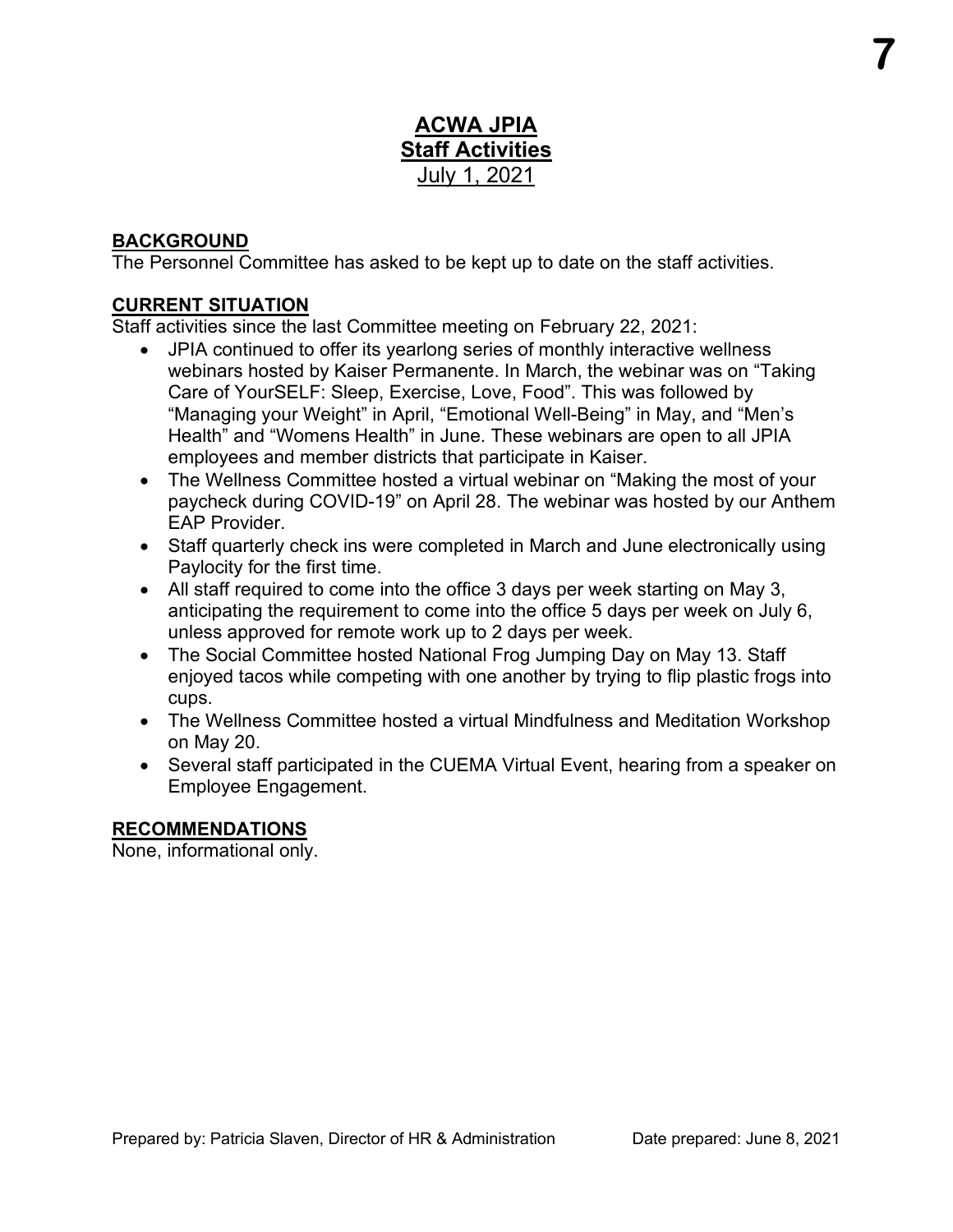# ACWA JPIA
## Staff Activities
July 1, 2021

### BACKGROUND
The Personnel Committee has asked to be kept up to date on the staff activities.

### CURRENT SITUATION
Staff activities since the last Committee meeting on February 22, 2021:

- JPIA continued to offer its yearlong series of monthly interactive wellness webinars hosted by Kaiser Permanente. In March, the webinar was on "Taking Care of YourSELF: Sleep, Exercise, Love, Food". This was followed by "Managing your Weight" in April, "Emotional Well-Being" in May, and "Men's Health" and "Womens Health" in June. These webinars are open to all JPIA employees and member districts that participate in Kaiser.
- The Wellness Committee hosted a virtual webinar on "Making the most of your paycheck during COVID-19" on April 28. The webinar was hosted by our Anthem EAP Provider.
- Staff quarterly check ins were completed in March and June electronically using Paylocity for the first time.
- All staff required to come into the office 3 days per week starting on May 3, anticipating the requirement to come into the office 5 days per week on July 6, unless approved for remote work up to 2 days per week.
- The Social Committee hosted National Frog Jumping Day on May 13. Staff enjoyed tacos while competing with one another by trying to flip plastic frogs into cups.
- The Wellness Committee hosted a virtual Mindfulness and Meditation Workshop on May 20.
- Several staff participated in the CUEMA Virtual Event, hearing from a speaker on Employee Engagement.

### RECOMMENDATIONS
None, informational only.

Prepared by: Patricia Slaven, Director of HR & Administration Date prepared: June 8, 2021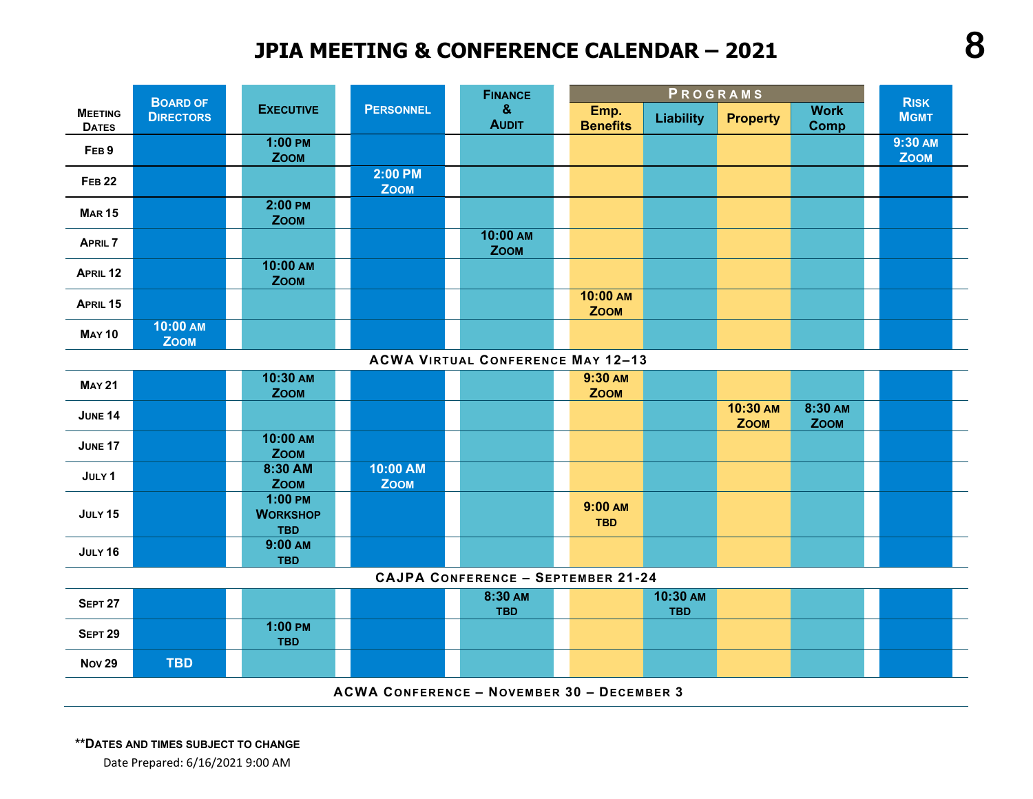# JPIA MEETING & CONFERENCE CALENDAR – 2021

| Meeting Dates | Board of Directors | Executive | Personnel | Finance & Audit | Programs | | | | Risk Mgmt |
|---|---|---|---|---|---|---|---|---|---|
| | | | | | Emp. Benefits | Liability | Property | Work Comp | |
| Feb 9 | | 1:00 PM Zoom | | | | | | | 9:30 AM Zoom |
| Feb 22 | | | 2:00 PM Zoom | | | | | | |
| Mar 15 | | 2:00 PM Zoom | | | | | | | |
| April 7 | | | | 10:00 AM Zoom | | | | | |
| April 12 | | 10:00 AM Zoom | | | | | | | |
| April 15 | | | | | 10:00 AM Zoom | | | | |
| May 10 | 10:00 AM Zoom | | | | | | | | |
| ACWA Virtual Conference May 12–13 | | | | | | | | | |
| May 21 | | 10:30 AM Zoom | | | 9:30 AM Zoom | | | | |
| June 14 | | | | | | | 10:30 AM Zoom | 8:30 AM Zoom | |
| June 17 | | 10:00 AM Zoom | | | | | | | |
| July 1 | | 8:30 AM Zoom | 10:00 AM Zoom | | | | | | |
| July 15 | | 1:00 PM Workshop TBD | | | 9:00 AM TBD | | | | |
| July 16 | | 9:00 AM TBD | | | | | | | |
| CAJPA Conference – September 21-24 | | | | | | | | | |
| Sept 27 | | | | 8:30 AM TBD | | 10:30 AM TBD | | | |
| Sept 29 | | 1:00 PM TBD | | | | | | | |
| Nov 29 | TBD | | | | | | | | |
| ACWA Conference – November 30 – December 3 | | | | | | | | | |

**DATES AND TIMES SUBJECT TO CHANGE

Date Prepared: 6/16/2021 9:00 AM